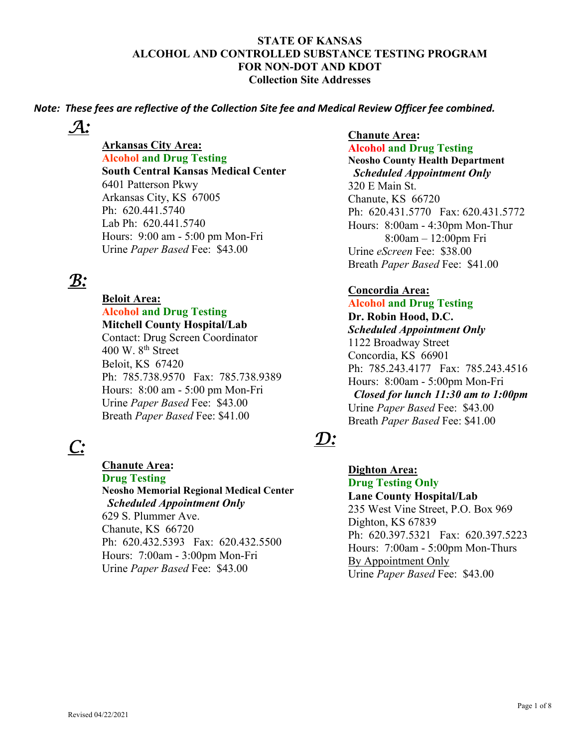**STATE OF KANSAS**
**ALCOHOL AND CONTROLLED SUBSTANCE TESTING PROGRAM**
**FOR NON-DOT AND KDOT**
**Collection Site Addresses**

***Note: These fees are reflective of the Collection Site fee and Medical Review Officer fee combined.***

## A:

**Arkansas City Area:**
**Alcohol and Drug Testing**
**South Central Kansas Medical Center**
6401 Patterson Pkwy
Arkansas City, KS 67005
Ph: 620.441.5740
Lab Ph: 620.441.5740
Hours: 9:00 am - 5:00 pm Mon-Fri
Urine *Paper Based* Fee: $43.00

## B:

**Beloit Area:**
**Alcohol and Drug Testing**
**Mitchell County Hospital/Lab**
Contact: Drug Screen Coordinator
400 W. 8th Street
Beloit, KS 67420
Ph: 785.738.9570 Fax: 785.738.9389
Hours: 8:00 am - 5:00 pm Mon-Fri
Urine *Paper Based* Fee: $43.00
Breath *Paper Based* Fee: $41.00

## C:

**Chanute Area:**
**Drug Testing**
**Neosho Memorial Regional Medical Center**
***Scheduled Appointment Only***
629 S. Plummer Ave.
Chanute, KS 66720
Ph: 620.432.5393 Fax: 620.432.5500
Hours: 7:00am - 3:00pm Mon-Fri
Urine *Paper Based* Fee: $43.00

**Chanute Area:**
**Alcohol and Drug Testing**
**Neosho County Health Department**
***Scheduled Appointment Only***
320 E Main St.
Chanute, KS 66720
Ph: 620.431.5770 Fax: 620.431.5772
Hours: 8:00am - 4:30pm Mon-Thur
8:00am – 12:00pm Fri
Urine *eScreen* Fee: $38.00
Breath *Paper Based* Fee: $41.00

**Concordia Area:**
**Alcohol and Drug Testing**
**Dr. Robin Hood, D.C.**
***Scheduled Appointment Only***
1122 Broadway Street
Concordia, KS 66901
Ph: 785.243.4177 Fax: 785.243.4516
Hours: 8:00am - 5:00pm Mon-Fri
***Closed for lunch 11:30 am to 1:00pm***
Urine *Paper Based* Fee: $43.00
Breath *Paper Based* Fee: $41.00

## D:

**Dighton Area:**
**Drug Testing Only**
**Lane County Hospital/Lab**
235 West Vine Street, P.O. Box 969
Dighton, KS 67839
Ph: 620.397.5321 Fax: 620.397.5223
Hours: 7:00am - 5:00pm Mon-Thurs
By Appointment Only
Urine *Paper Based* Fee: $43.00

Revised 04/22/2021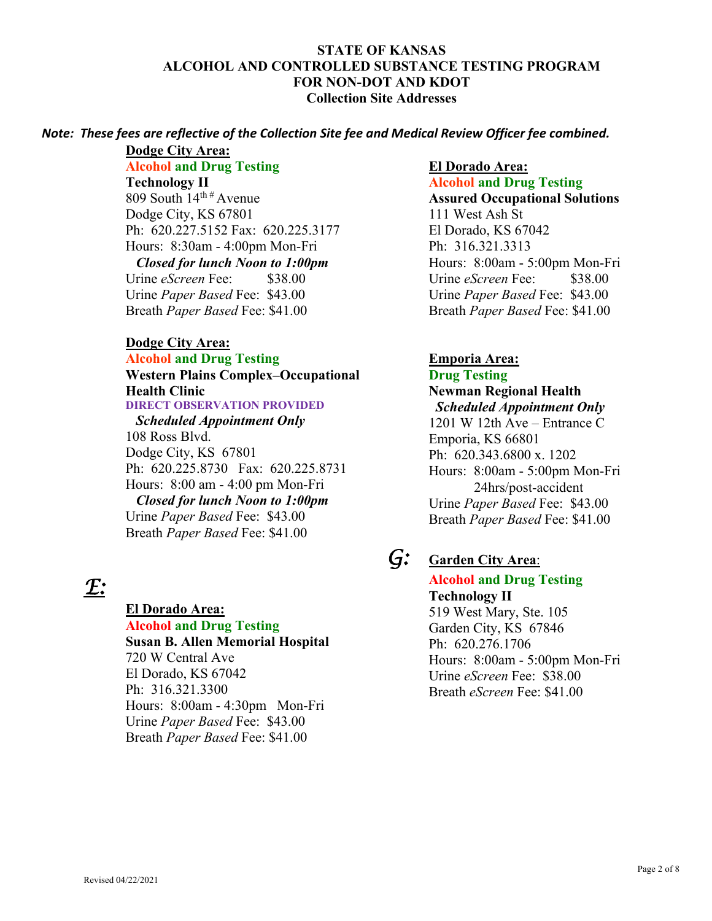**STATE OF KANSAS**
**ALCOHOL AND CONTROLLED SUBSTANCE TESTING PROGRAM**
**FOR NON-DOT AND KDOT**
**Collection Site Addresses**

***Note: These fees are reflective of the Collection Site fee and Medical Review Officer fee combined.***

**Dodge City Area:**
**Alcohol and Drug Testing**
**Technology II**
809 South 14th # Avenue
Dodge City, KS 67801
Ph: 620.227.5152 Fax: 620.225.3177
Hours: 8:30am - 4:00pm Mon-Fri
***Closed for lunch Noon to 1:00pm***
Urine *eScreen* Fee: $38.00
Urine *Paper Based* Fee: $43.00
Breath *Paper Based* Fee: $41.00

**Dodge City Area:**
**Alcohol and Drug Testing**
**Western Plains Complex–Occupational Health Clinic**
**DIRECT OBSERVATION PROVIDED**
***Scheduled Appointment Only***
108 Ross Blvd.
Dodge City, KS 67801
Ph: 620.225.8730 Fax: 620.225.8731
Hours: 8:00 am - 4:00 pm Mon-Fri
***Closed for lunch Noon to 1:00pm***
Urine *Paper Based* Fee: $43.00
Breath *Paper Based* Fee: $41.00

## *E:*

**El Dorado Area:**
**Alcohol and Drug Testing**
**Susan B. Allen Memorial Hospital**
720 W Central Ave
El Dorado, KS 67042
Ph: 316.321.3300
Hours: 8:00am - 4:30pm Mon-Fri
Urine *Paper Based* Fee: $43.00
Breath *Paper Based* Fee: $41.00

**El Dorado Area:**
**Alcohol and Drug Testing**
**Assured Occupational Solutions**
111 West Ash St
El Dorado, KS 67042
Ph: 316.321.3313
Hours: 8:00am - 5:00pm Mon-Fri
Urine *eScreen* Fee: $38.00
Urine *Paper Based* Fee: $43.00
Breath *Paper Based* Fee: $41.00

**Emporia Area:**
**Drug Testing**
**Newman Regional Health**
***Scheduled Appointment Only***
1201 W 12th Ave – Entrance C
Emporia, KS 66801
Ph: 620.343.6800 x. 1202
Hours: 8:00am - 5:00pm Mon-Fri
24hrs/post-accident
Urine *Paper Based* Fee: $43.00
Breath *Paper Based* Fee: $41.00

## *G:*

**Garden City Area:**
**Alcohol and Drug Testing**
**Technology II**
519 West Mary, Ste. 105
Garden City, KS 67846
Ph: 620.276.1706
Hours: 8:00am - 5:00pm Mon-Fri
Urine *eScreen* Fee: $38.00
Breath *eScreen* Fee: $41.00

Revised 04/22/2021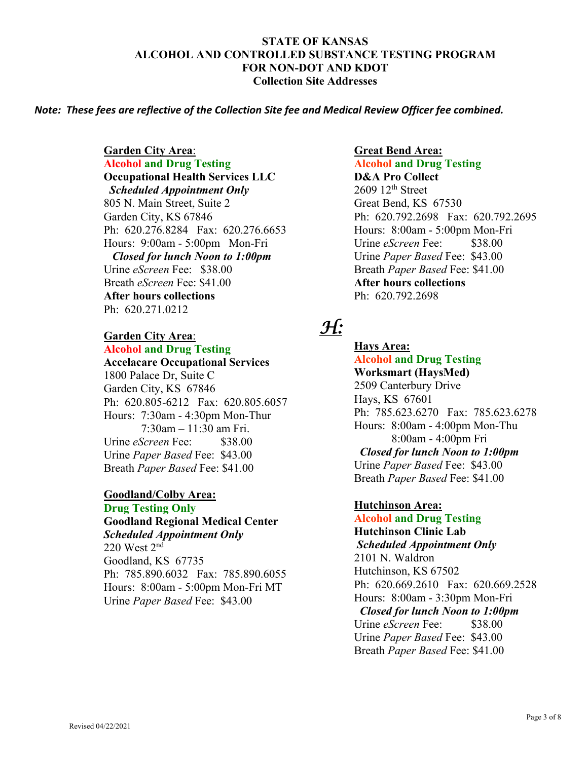# STATE OF KANSAS
## ALCOHOL AND CONTROLLED SUBSTANCE TESTING PROGRAM
## FOR NON-DOT AND KDOT
### Collection Site Addresses

***Note: These fees are reflective of the Collection Site fee and Medical Review Officer fee combined.***

**Garden City Area**:
**Alcohol and Drug Testing**
**Occupational Health Services LLC**
***Scheduled Appointment Only***
805 N. Main Street, Suite 2
Garden City, KS 67846
Ph: 620.276.8284 Fax: 620.276.6653
Hours: 9:00am - 5:00pm Mon-Fri
***Closed for lunch Noon to 1:00pm***
Urine *eScreen* Fee: $38.00
Breath *eScreen* Fee: $41.00
**After hours collections**
Ph: 620.271.0212

**Garden City Area**:
**Alcohol and Drug Testing**
**Accelacare Occupational Services**
1800 Palace Dr, Suite C
Garden City, KS 67846
Ph: 620.805-6212 Fax: 620.805.6057
Hours: 7:30am - 4:30pm Mon-Thur
7:30am – 11:30 am Fri.
Urine *eScreen* Fee: $38.00
Urine *Paper Based* Fee: $43.00
Breath *Paper Based* Fee: $41.00

**Goodland/Colby Area:**
**Drug Testing Only**
**Goodland Regional Medical Center**
***Scheduled Appointment Only***
220 West 2nd
Goodland, KS 67735
Ph: 785.890.6032 Fax: 785.890.6055
Hours: 8:00am - 5:00pm Mon-Fri MT
Urine *Paper Based* Fee: $43.00

**Great Bend Area:**
**Alcohol and Drug Testing**
**D&A Pro Collect**
2609 12th Street
Great Bend, KS 67530
Ph: 620.792.2698 Fax: 620.792.2695
Hours: 8:00am - 5:00pm Mon-Fri
Urine *eScreen* Fee: $38.00
Urine *Paper Based* Fee: $43.00
Breath *Paper Based* Fee: $41.00
**After hours collections**
Ph: 620.792.2698

## *H:*

**Hays Area:**
**Alcohol and Drug Testing**
**Worksmart (HaysMed)**
2509 Canterbury Drive
Hays, KS 67601
Ph: 785.623.6270 Fax: 785.623.6278
Hours: 8:00am - 4:00pm Mon-Thu
8:00am - 4:00pm Fri
***Closed for lunch Noon to 1:00pm***
Urine *Paper Based* Fee: $43.00
Breath *Paper Based* Fee: $41.00

**Hutchinson Area:**
**Alcohol and Drug Testing**
**Hutchinson Clinic Lab**
***Scheduled Appointment Only***
2101 N. Waldron
Hutchinson, KS 67502
Ph: 620.669.2610 Fax: 620.669.2528
Hours: 8:00am - 3:30pm Mon-Fri
***Closed for lunch Noon to 1:00pm***
Urine *eScreen* Fee: $38.00
Urine *Paper Based* Fee: $43.00
Breath *Paper Based* Fee: $41.00

Revised 04/22/2021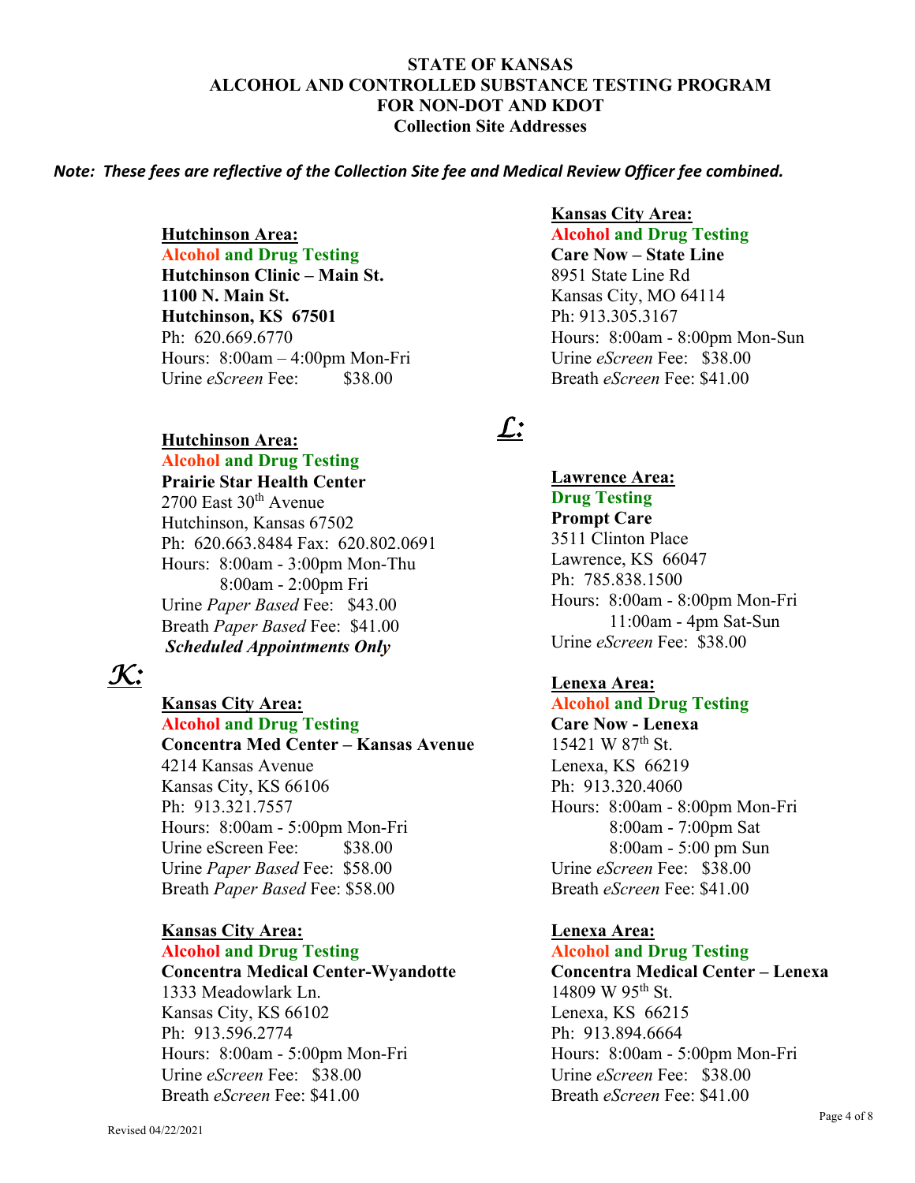**STATE OF KANSAS**
**ALCOHOL AND CONTROLLED SUBSTANCE TESTING PROGRAM**
**FOR NON-DOT AND KDOT**
**Collection Site Addresses**

***Note: These fees are reflective of the Collection Site fee and Medical Review Officer fee combined.***

**Hutchinson Area:**
**Alcohol and Drug Testing**
**Hutchinson Clinic – Main St.**
**1100 N. Main St.**
**Hutchinson, KS 67501**
Ph: 620.669.6770
Hours: 8:00am – 4:00pm Mon-Fri
Urine *eScreen* Fee: $38.00

**Hutchinson Area:**
**Alcohol and Drug Testing**
**Prairie Star Health Center**
2700 East 30th Avenue
Hutchinson, Kansas 67502
Ph: 620.663.8484 Fax: 620.802.0691
Hours: 8:00am - 3:00pm Mon-Thu
8:00am - 2:00pm Fri
Urine *Paper Based* Fee: $43.00
Breath *Paper Based* Fee: $41.00
***Scheduled Appointments Only***

## *K:*

**Kansas City Area:**
**Alcohol and Drug Testing**
**Concentra Med Center – Kansas Avenue**
4214 Kansas Avenue
Kansas City, KS 66106
Ph: 913.321.7557
Hours: 8:00am - 5:00pm Mon-Fri
Urine eScreen Fee: $38.00
Urine *Paper Based* Fee: $58.00
Breath *Paper Based* Fee: $58.00

**Kansas City Area:**
**Alcohol and Drug Testing**
**Concentra Medical Center-Wyandotte**
1333 Meadowlark Ln.
Kansas City, KS 66102
Ph: 913.596.2774
Hours: 8:00am - 5:00pm Mon-Fri
Urine *eScreen* Fee: $38.00
Breath *eScreen* Fee: $41.00

**Kansas City Area:**
**Alcohol and Drug Testing**
**Care Now – State Line**
8951 State Line Rd
Kansas City, MO 64114
Ph: 913.305.3167
Hours: 8:00am - 8:00pm Mon-Sun
Urine *eScreen* Fee: $38.00
Breath *eScreen* Fee: $41.00

## *L:*

**Lawrence Area:**
**Drug Testing**
**Prompt Care**
3511 Clinton Place
Lawrence, KS 66047
Ph: 785.838.1500
Hours: 8:00am - 8:00pm Mon-Fri
11:00am - 4pm Sat-Sun
Urine *eScreen* Fee: $38.00

**Lenexa Area:**
**Alcohol and Drug Testing**
**Care Now - Lenexa**
15421 W 87th St.
Lenexa, KS 66219
Ph: 913.320.4060
Hours: 8:00am - 8:00pm Mon-Fri
8:00am - 7:00pm Sat
8:00am - 5:00 pm Sun
Urine *eScreen* Fee: $38.00
Breath *eScreen* Fee: $41.00

**Lenexa Area:**
**Alcohol and Drug Testing**
**Concentra Medical Center – Lenexa**
14809 W 95th St.
Lenexa, KS 66215
Ph: 913.894.6664
Hours: 8:00am - 5:00pm Mon-Fri
Urine *eScreen* Fee: $38.00
Breath *eScreen* Fee: $41.00

Revised 04/22/2021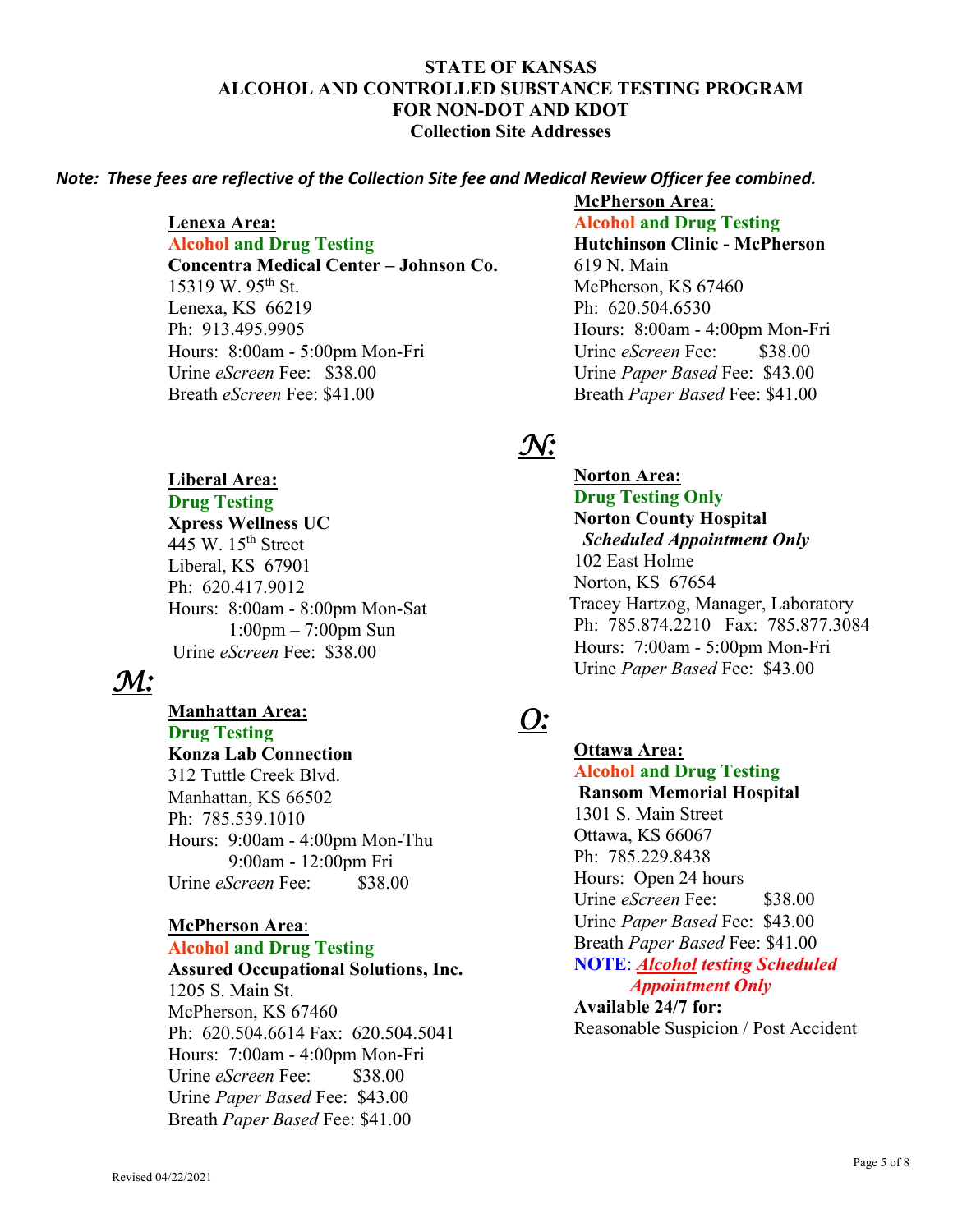**STATE OF KANSAS**
**ALCOHOL AND CONTROLLED SUBSTANCE TESTING PROGRAM**
**FOR NON-DOT AND KDOT**
**Collection Site Addresses**

***Note: These fees are reflective of the Collection Site fee and Medical Review Officer fee combined.***

**Lenexa Area:**
**Alcohol and Drug Testing**
**Concentra Medical Center – Johnson Co.**
15319 W. 95th St.
Lenexa, KS 66219
Ph: 913.495.9905
Hours: 8:00am - 5:00pm Mon-Fri
Urine *eScreen* Fee: $38.00
Breath *eScreen* Fee: $41.00

**Liberal Area:**
**Drug Testing**
**Xpress Wellness UC**
445 W. 15th Street
Liberal, KS 67901
Ph: 620.417.9012
Hours: 8:00am - 8:00pm Mon-Sat
1:00pm – 7:00pm Sun
Urine *eScreen* Fee: $38.00

## *M:*

**Manhattan Area:**
**Drug Testing**
**Konza Lab Connection**
312 Tuttle Creek Blvd.
Manhattan, KS 66502
Ph: 785.539.1010
Hours: 9:00am - 4:00pm Mon-Thu
9:00am - 12:00pm Fri
Urine *eScreen* Fee: $38.00

**McPherson Area**:
**Alcohol and Drug Testing**
**Assured Occupational Solutions, Inc.**
1205 S. Main St.
McPherson, KS 67460
Ph: 620.504.6614 Fax: 620.504.5041
Hours: 7:00am - 4:00pm Mon-Fri
Urine *eScreen* Fee: $38.00
Urine *Paper Based* Fee: $43.00
Breath *Paper Based* Fee: $41.00

**McPherson Area**:
**Alcohol and Drug Testing**
**Hutchinson Clinic - McPherson**
619 N. Main
McPherson, KS 67460
Ph: 620.504.6530
Hours: 8:00am - 4:00pm Mon-Fri
Urine *eScreen* Fee: $38.00
Urine *Paper Based* Fee: $43.00
Breath *Paper Based* Fee: $41.00

## *N:*

**Norton Area:**
**Drug Testing Only**
**Norton County Hospital**
***Scheduled Appointment Only***
102 East Holme
Norton, KS 67654
Tracey Hartzog, Manager, Laboratory
Ph: 785.874.2210 Fax: 785.877.3084
Hours: 7:00am - 5:00pm Mon-Fri
Urine *Paper Based* Fee: $43.00

## *O:*

**Ottawa Area:**
**Alcohol and Drug Testing**
**Ransom Memorial Hospital**
1301 S. Main Street
Ottawa, KS 66067
Ph: 785.229.8438
Hours: Open 24 hours
Urine *eScreen* Fee: $38.00
Urine *Paper Based* Fee: $43.00
Breath *Paper Based* Fee: $41.00
**NOTE**: ***Alcohol testing Scheduled Appointment Only***
**Available 24/7 for:**
Reasonable Suspicion / Post Accident

Revised 04/22/2021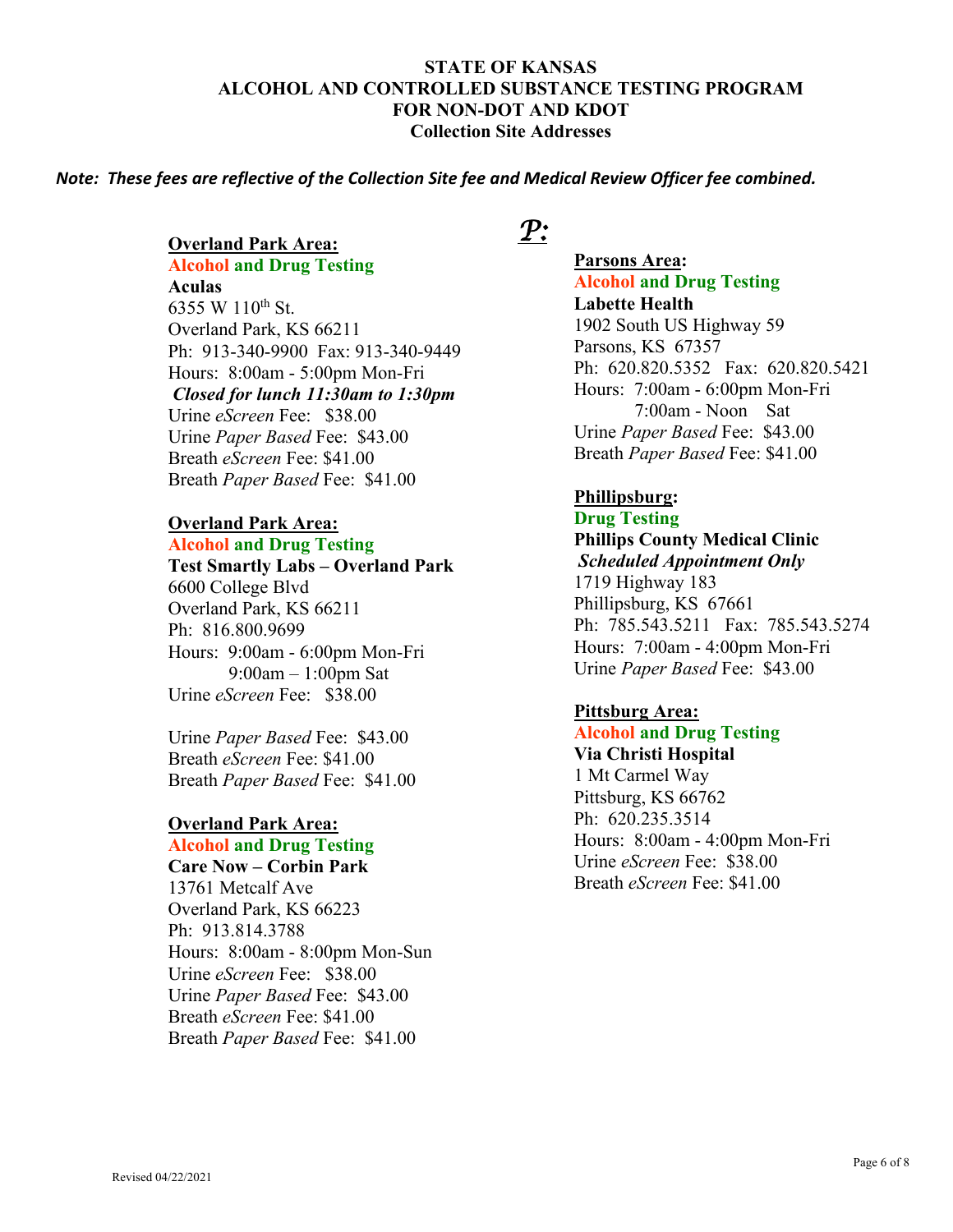# STATE OF KANSAS
# ALCOHOL AND CONTROLLED SUBSTANCE TESTING PROGRAM
# FOR NON-DOT AND KDOT
## Collection Site Addresses

***Note: These fees are reflective of the Collection Site fee and Medical Review Officer fee combined.***

**Overland Park Area:**
**Alcohol and Drug Testing**
**Aculas**
6355 W 110th St.
Overland Park, KS 66211
Ph: 913-340-9900 Fax: 913-340-9449
Hours: 8:00am - 5:00pm Mon-Fri
***Closed for lunch 11:30am to 1:30pm***
Urine *eScreen* Fee: $38.00
Urine *Paper Based* Fee: $43.00
Breath *eScreen* Fee: $41.00
Breath *Paper Based* Fee: $41.00

**Overland Park Area:**
**Alcohol and Drug Testing**
**Test Smartly Labs – Overland Park**
6600 College Blvd
Overland Park, KS 66211
Ph: 816.800.9699
Hours: 9:00am - 6:00pm Mon-Fri
9:00am – 1:00pm Sat
Urine *eScreen* Fee: $38.00

Urine *Paper Based* Fee: $43.00
Breath *eScreen* Fee: $41.00
Breath *Paper Based* Fee: $41.00

**Overland Park Area:**
**Alcohol and Drug Testing**
**Care Now – Corbin Park**
13761 Metcalf Ave
Overland Park, KS 66223
Ph: 913.814.3788
Hours: 8:00am - 8:00pm Mon-Sun
Urine *eScreen* Fee: $38.00
Urine *Paper Based* Fee: $43.00
Breath *eScreen* Fee: $41.00
Breath *Paper Based* Fee: $41.00

## P:

**Parsons Area:**
**Alcohol and Drug Testing**
**Labette Health**
1902 South US Highway 59
Parsons, KS 67357
Ph: 620.820.5352 Fax: 620.820.5421
Hours: 7:00am - 6:00pm Mon-Fri
7:00am - Noon Sat
Urine *Paper Based* Fee: $43.00
Breath *Paper Based* Fee: $41.00

**Phillipsburg:**
**Drug Testing**
**Phillips County Medical Clinic**
***Scheduled Appointment Only***
1719 Highway 183
Phillipsburg, KS 67661
Ph: 785.543.5211 Fax: 785.543.5274
Hours: 7:00am - 4:00pm Mon-Fri
Urine *Paper Based* Fee: $43.00

**Pittsburg Area:**
**Alcohol and Drug Testing**
**Via Christi Hospital**
1 Mt Carmel Way
Pittsburg, KS 66762
Ph: 620.235.3514
Hours: 8:00am - 4:00pm Mon-Fri
Urine *eScreen* Fee: $38.00
Breath *eScreen* Fee: $41.00

Revised 04/22/2021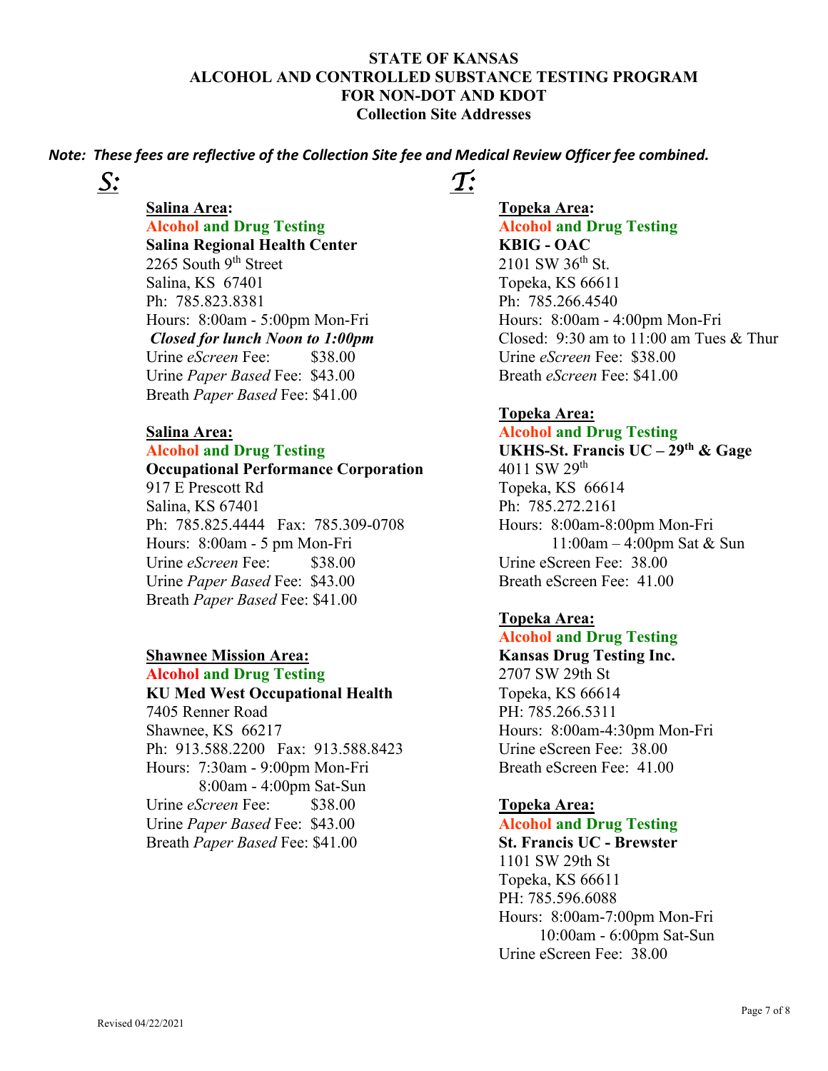**STATE OF KANSAS**
**ALCOHOL AND CONTROLLED SUBSTANCE TESTING PROGRAM**
**FOR NON-DOT AND KDOT**
**Collection Site Addresses**

***Note: These fees are reflective of the Collection Site fee and Medical Review Officer fee combined.***

## *S:*

**Salina Area:**
**Alcohol and Drug Testing**
**Salina Regional Health Center**
2265 South 9th Street
Salina, KS 67401
Ph: 785.823.8381
Hours: 8:00am - 5:00pm Mon-Fri
***Closed for lunch Noon to 1:00pm***
Urine *eScreen* Fee: $38.00
Urine *Paper Based* Fee: $43.00
Breath *Paper Based* Fee: $41.00

**Salina Area:**
**Alcohol and Drug Testing**
**Occupational Performance Corporation**
917 E Prescott Rd
Salina, KS 67401
Ph: 785.825.4444 Fax: 785.309-0708
Hours: 8:00am - 5 pm Mon-Fri
Urine *eScreen* Fee: $38.00
Urine *Paper Based* Fee: $43.00
Breath *Paper Based* Fee: $41.00

**Shawnee Mission Area:**
**Alcohol and Drug Testing**
**KU Med West Occupational Health**
7405 Renner Road
Shawnee, KS 66217
Ph: 913.588.2200 Fax: 913.588.8423
Hours: 7:30am - 9:00pm Mon-Fri
8:00am - 4:00pm Sat-Sun
Urine *eScreen* Fee: $38.00
Urine *Paper Based* Fee: $43.00
Breath *Paper Based* Fee: $41.00

## *T:*

**Topeka Area:**
**Alcohol and Drug Testing**
**KBIG - OAC**
2101 SW 36th St.
Topeka, KS 66611
Ph: 785.266.4540
Hours: 8:00am - 4:00pm Mon-Fri
Closed: 9:30 am to 11:00 am Tues & Thur
Urine *eScreen* Fee: $38.00
Breath *eScreen* Fee: $41.00

**Topeka Area:**
**Alcohol and Drug Testing**
**UKHS-St. Francis UC – 29th & Gage**
4011 SW 29th
Topeka, KS 66614
Ph: 785.272.2161
Hours: 8:00am-8:00pm Mon-Fri
11:00am – 4:00pm Sat & Sun
Urine eScreen Fee: 38.00
Breath eScreen Fee: 41.00

**Topeka Area:**
**Alcohol and Drug Testing**
**Kansas Drug Testing Inc.**
2707 SW 29th St
Topeka, KS 66614
PH: 785.266.5311
Hours: 8:00am-4:30pm Mon-Fri
Urine eScreen Fee: 38.00
Breath eScreen Fee: 41.00

**Topeka Area:**
**Alcohol and Drug Testing**
**St. Francis UC - Brewster**
1101 SW 29th St
Topeka, KS 66611
PH: 785.596.6088
Hours: 8:00am-7:00pm Mon-Fri
10:00am - 6:00pm Sat-Sun
Urine eScreen Fee: 38.00

Revised 04/22/2021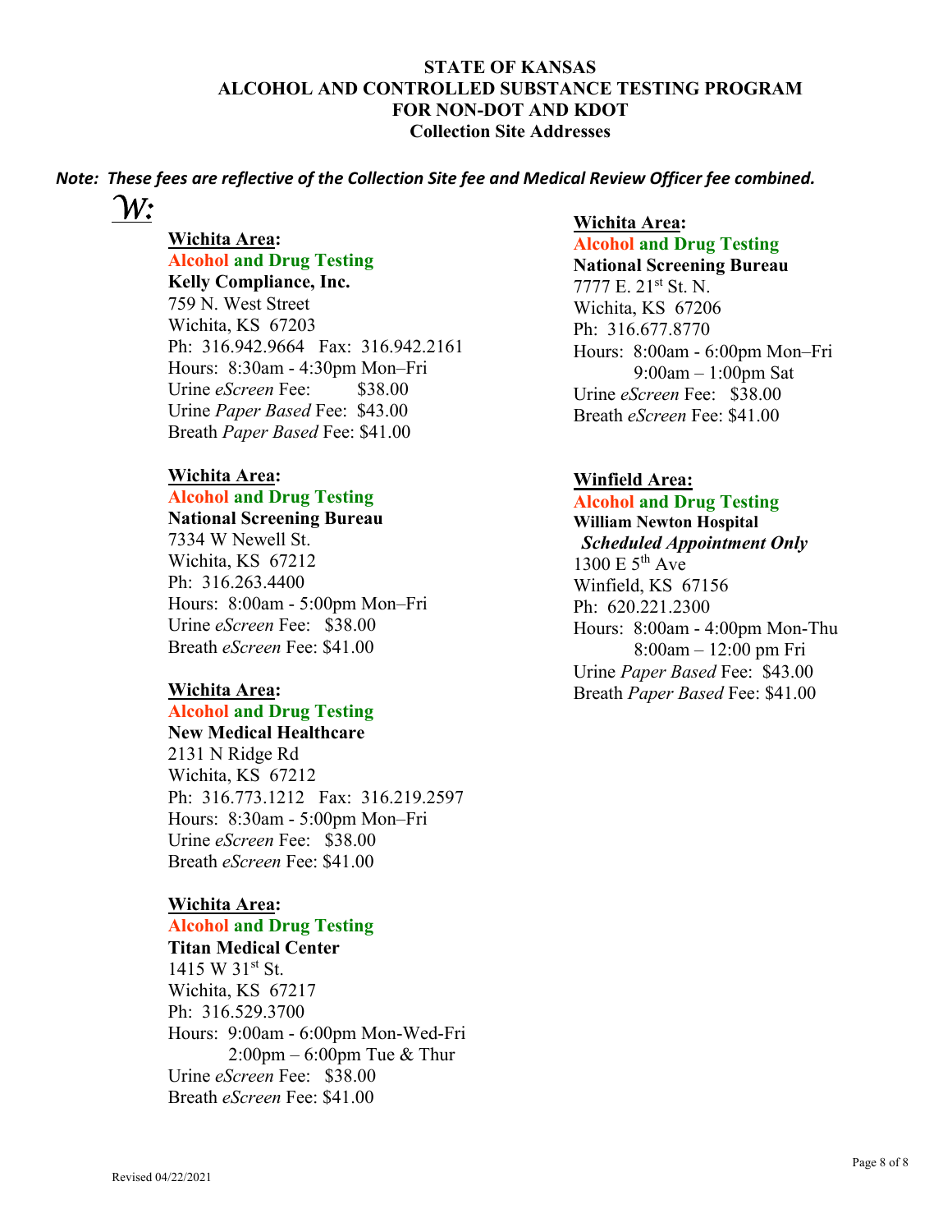**STATE OF KANSAS**
**ALCOHOL AND CONTROLLED SUBSTANCE TESTING PROGRAM**
**FOR NON-DOT AND KDOT**
**Collection Site Addresses**

***Note: These fees are reflective of the Collection Site fee and Medical Review Officer fee combined.***

## *W:*

**Wichita Area:**
**Alcohol and Drug Testing**
**Kelly Compliance, Inc.**
759 N. West Street
Wichita, KS 67203
Ph: 316.942.9664 Fax: 316.942.2161
Hours: 8:30am - 4:30pm Mon–Fri
Urine *eScreen* Fee: $38.00
Urine *Paper Based* Fee: $43.00
Breath *Paper Based* Fee: $41.00

**Wichita Area:**
**Alcohol and Drug Testing**
**National Screening Bureau**
7334 W Newell St.
Wichita, KS 67212
Ph: 316.263.4400
Hours: 8:00am - 5:00pm Mon–Fri
Urine *eScreen* Fee: $38.00
Breath *eScreen* Fee: $41.00

**Wichita Area:**
**Alcohol and Drug Testing**
**New Medical Healthcare**
2131 N Ridge Rd
Wichita, KS 67212
Ph: 316.773.1212 Fax: 316.219.2597
Hours: 8:30am - 5:00pm Mon–Fri
Urine *eScreen* Fee: $38.00
Breath *eScreen* Fee: $41.00

**Wichita Area:**
**Alcohol and Drug Testing**
**Titan Medical Center**
1415 W 31st St.
Wichita, KS 67217
Ph: 316.529.3700
Hours: 9:00am - 6:00pm Mon-Wed-Fri
2:00pm – 6:00pm Tue & Thur
Urine *eScreen* Fee: $38.00
Breath *eScreen* Fee: $41.00

**Wichita Area:**
**Alcohol and Drug Testing**
**National Screening Bureau**
7777 E. 21st St. N.
Wichita, KS 67206
Ph: 316.677.8770
Hours: 8:00am - 6:00pm Mon–Fri
9:00am – 1:00pm Sat
Urine *eScreen* Fee: $38.00
Breath *eScreen* Fee: $41.00

**Winfield Area:**
**Alcohol and Drug Testing**
**William Newton Hospital**
***Scheduled Appointment Only***
1300 E 5th Ave
Winfield, KS 67156
Ph: 620.221.2300
Hours: 8:00am - 4:00pm Mon-Thu
8:00am – 12:00 pm Fri
Urine *Paper Based* Fee: $43.00
Breath *Paper Based* Fee: $41.00

Revised 04/22/2021